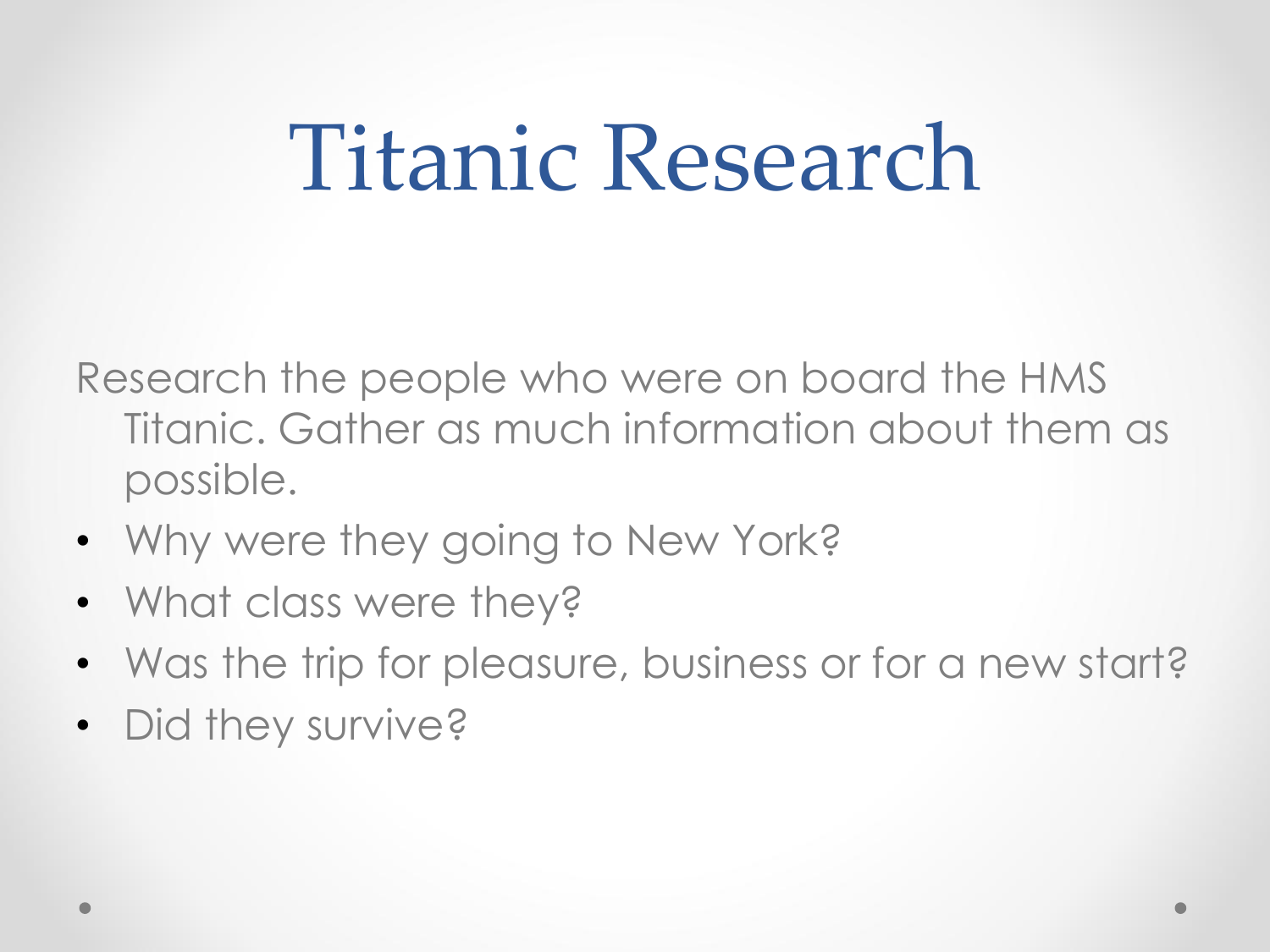# Titanic Research

Research the people who were on board the HMS Titanic. Gather as much information about them as possible.

- Why were they going to New York?
- What class were they?
- Was the trip for pleasure, business or for a new start?
- Did they survive?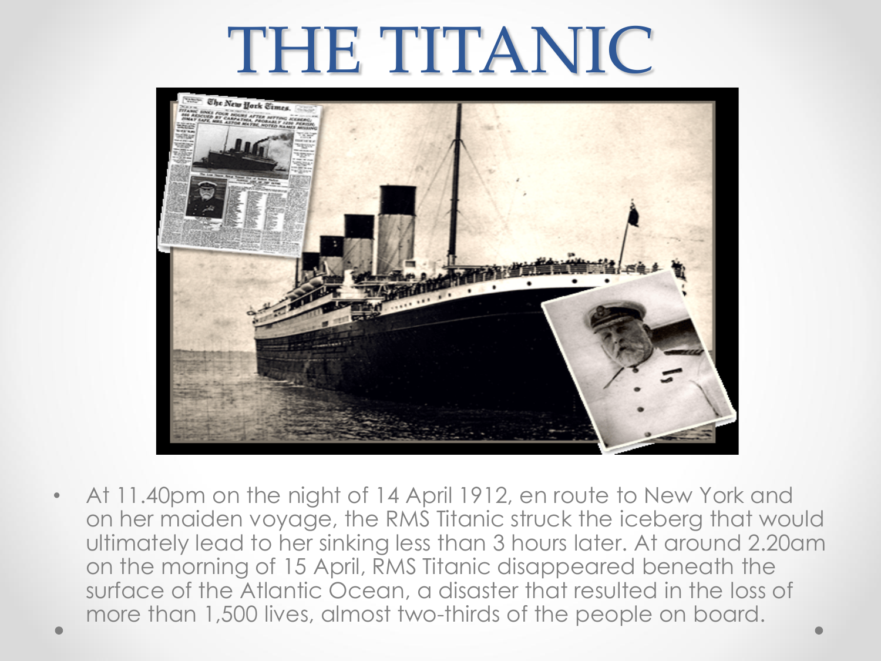# THE TITANIC

- At 11.40pm on the night of 14 April 1912, en route to New York and on her maiden voyage, the RMS Titanic struck the iceberg that would ultimately lead to her sinking less than 3 hours later. At around 2.20am on the morning of 15 April, RMS Titanic disappeared beneath the surface of the Atlantic Ocean, a disaster that resulted in the loss of more than 1,500 lives, almost two-thirds of the people on board.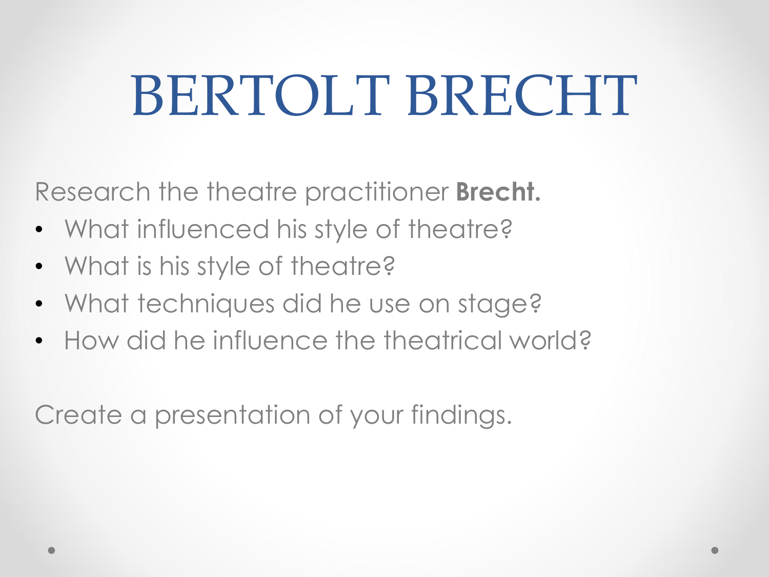# BERTOLT BRECHT

Research the theatre practitioner **Brecht.**

- What influenced his style of theatre?
- What is his style of theatre?
- What techniques did he use on stage?
- How did he influence the theatrical world?

Create a presentation of your findings.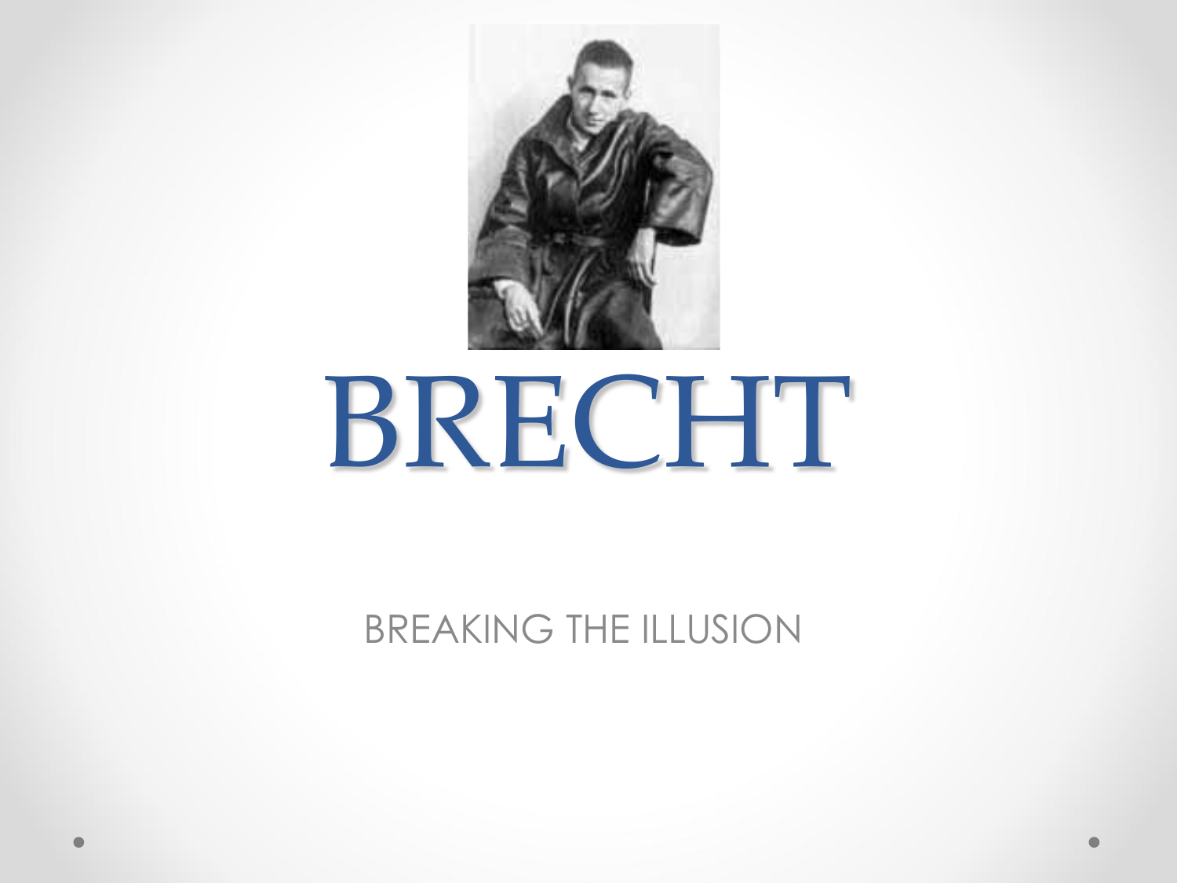# BRECHT

BREAKING THE ILLUSION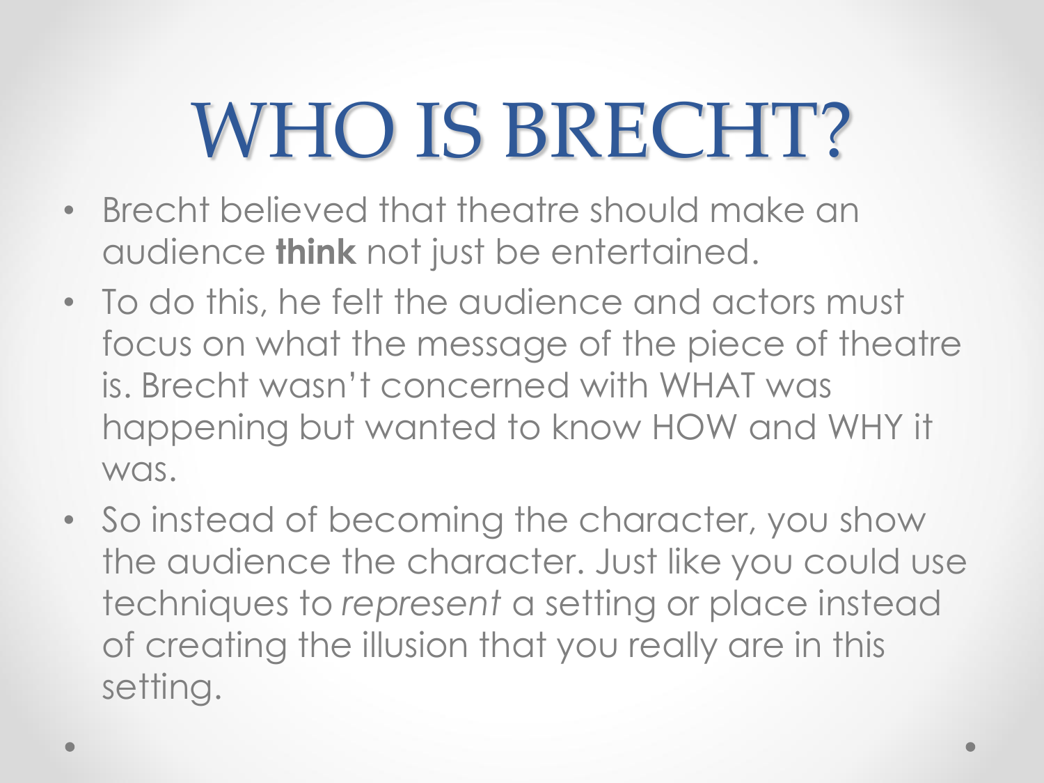# WHO IS BRECHT?

- Brecht believed that theatre should make an audience **think** not just be entertained.
- To do this, he felt the audience and actors must focus on what the message of the piece of theatre is. Brecht wasn't concerned with WHAT was happening but wanted to know HOW and WHY it was.
- So instead of becoming the character, you show the audience the character. Just like you could use techniques to *represent* a setting or place instead of creating the illusion that you really are in this setting.